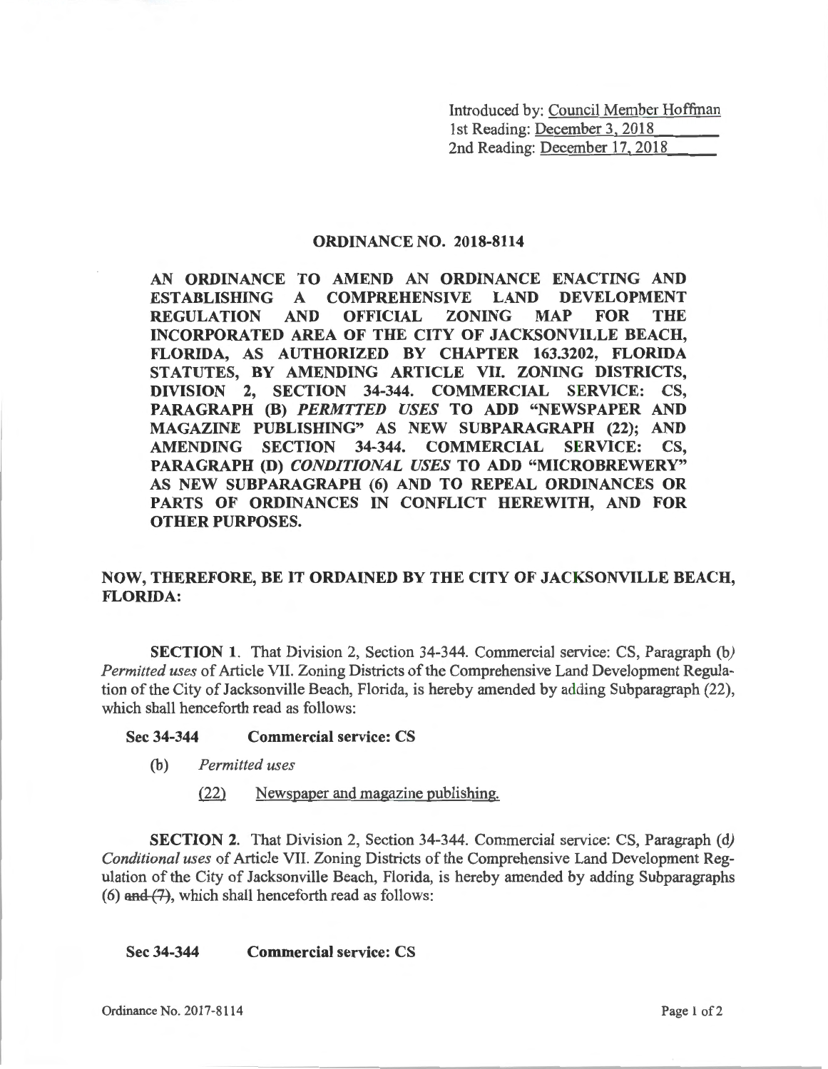Introduced by: Council Member Hoffman
1st Reading: December 3, 2018
2nd Reading: December 17, 2018

# ORDINANCE NO. 2018-8114

**AN ORDINANCE TO AMEND AN ORDINANCE ENACTING AND ESTABLISHING A COMPREHENSIVE LAND DEVELOPMENT REGULATION AND OFFICIAL ZONING MAP FOR THE INCORPORATED AREA OF THE CITY OF JACKSONVILLE BEACH, FLORIDA, AS AUTHORIZED BY CHAPTER 163.3202, FLORIDA STATUTES, BY AMENDING ARTICLE VII. ZONING DISTRICTS, DIVISION 2, SECTION 34-344. COMMERCIAL SERVICE: CS, PARAGRAPH (B) *PERMTTED USES* TO ADD "NEWSPAPER AND MAGAZINE PUBLISHING" AS NEW SUBPARAGRAPH (22); AND AMENDING SECTION 34-344. COMMERCIAL SERVICE: CS, PARAGRAPH (D) *CONDITIONAL USES* TO ADD "MICROBREWERY" AS NEW SUBPARAGRAPH (6) AND TO REPEAL ORDINANCES OR PARTS OF ORDINANCES IN CONFLICT HEREWITH, AND FOR OTHER PURPOSES.**

**NOW, THEREFORE, BE IT ORDAINED BY THE CITY OF JACKSONVILLE BEACH, FLORIDA:**

**SECTION 1.** That Division 2, Section 34-344. Commercial service: CS, Paragraph (b) *Permitted uses* of Article VII. Zoning Districts of the Comprehensive Land Development Regulation of the City of Jacksonville Beach, Florida, is hereby amended by adding Subparagraph (22), which shall henceforth read as follows:

**Sec 34-344 Commercial service: CS**

(b) *Permitted uses*

(22) Newspaper and magazine publishing.

**SECTION 2.** That Division 2, Section 34-344. Commercial service: CS, Paragraph (d) *Conditional uses* of Article VII. Zoning Districts of the Comprehensive Land Development Regulation of the City of Jacksonville Beach, Florida, is hereby amended by adding Subparagraphs (6) ~~and (7)~~, which shall henceforth read as follows:

**Sec 34-344 Commercial service: CS**

Ordinance No. 2017-8114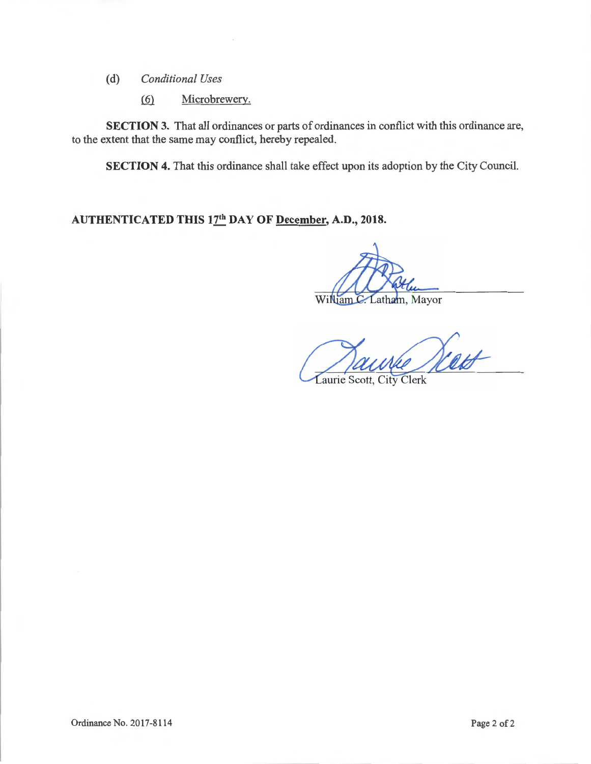(d) *Conditional Uses*

(6) Microbrewery.

**SECTION 3.** That all ordinances or parts of ordinances in conflict with this ordinance are, to the extent that the same may conflict, hereby repealed.

**SECTION 4.** That this ordinance shall take effect upon its adoption by the City Council.

**AUTHENTICATED THIS 17th DAY OF December, A.D., 2018.**

William C. Latham, Mayor

Laurie Scott, City Clerk

Ordinance No. 2017-8114